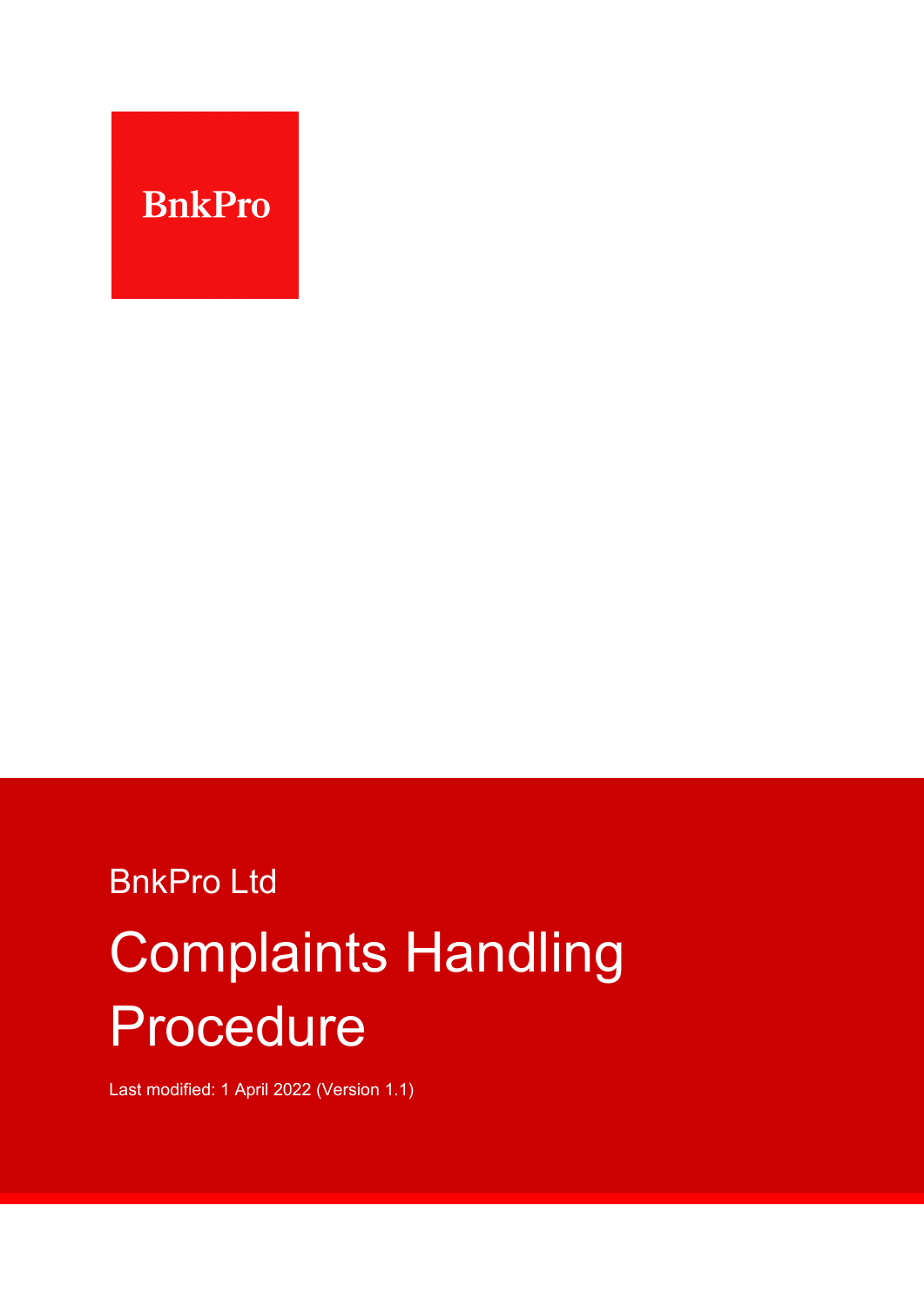BnkPro

BnkPro Ltd

# Complaints Handling Procedure

Last modified: 1 April 2022 (Version 1.1)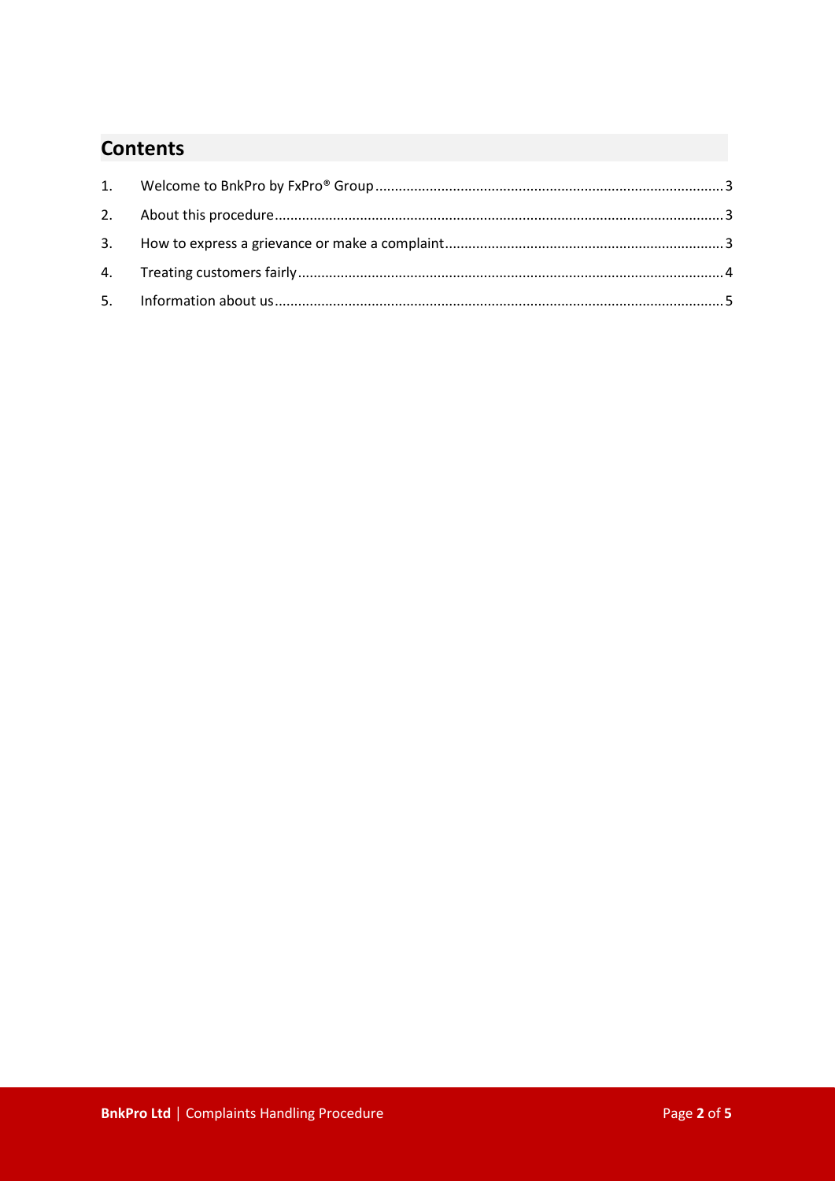## Contents

1. Welcome to BnkPro by FxPro® Group ........ 3
2. About this procedure ........ 3
3. How to express a grievance or make a complaint ........ 3
4. Treating customers fairly ........ 4
5. Information about us ........ 5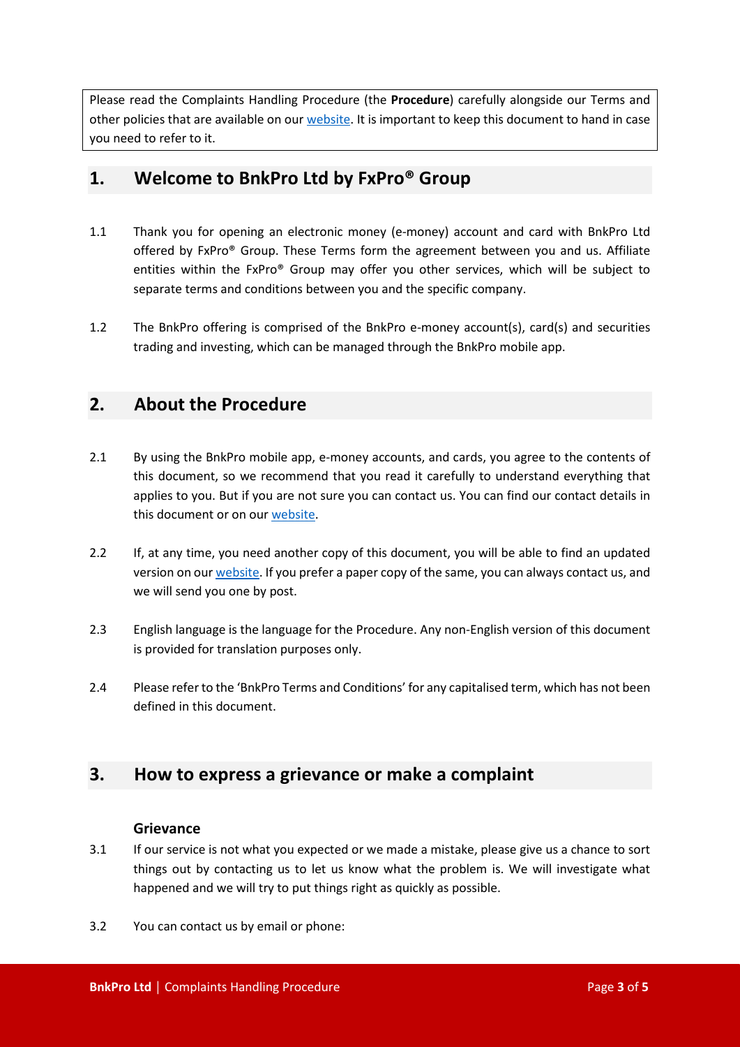Please read the Complaints Handling Procedure (the **Procedure**) carefully alongside our Terms and other policies that are available on our website. It is important to keep this document to hand in case you need to refer to it.

## 1. Welcome to BnkPro Ltd by FxPro® Group

1.1 Thank you for opening an electronic money (e-money) account and card with BnkPro Ltd offered by FxPro® Group. These Terms form the agreement between you and us. Affiliate entities within the FxPro® Group may offer you other services, which will be subject to separate terms and conditions between you and the specific company.

1.2 The BnkPro offering is comprised of the BnkPro e-money account(s), card(s) and securities trading and investing, which can be managed through the BnkPro mobile app.

## 2. About the Procedure

2.1 By using the BnkPro mobile app, e-money accounts, and cards, you agree to the contents of this document, so we recommend that you read it carefully to understand everything that applies to you. But if you are not sure you can contact us. You can find our contact details in this document or on our website.

2.2 If, at any time, you need another copy of this document, you will be able to find an updated version on our website. If you prefer a paper copy of the same, you can always contact us, and we will send you one by post.

2.3 English language is the language for the Procedure. Any non-English version of this document is provided for translation purposes only.

2.4 Please refer to the 'BnkPro Terms and Conditions' for any capitalised term, which has not been defined in this document.

## 3. How to express a grievance or make a complaint

### Grievance

3.1 If our service is not what you expected or we made a mistake, please give us a chance to sort things out by contacting us to let us know what the problem is. We will investigate what happened and we will try to put things right as quickly as possible.

3.2 You can contact us by email or phone: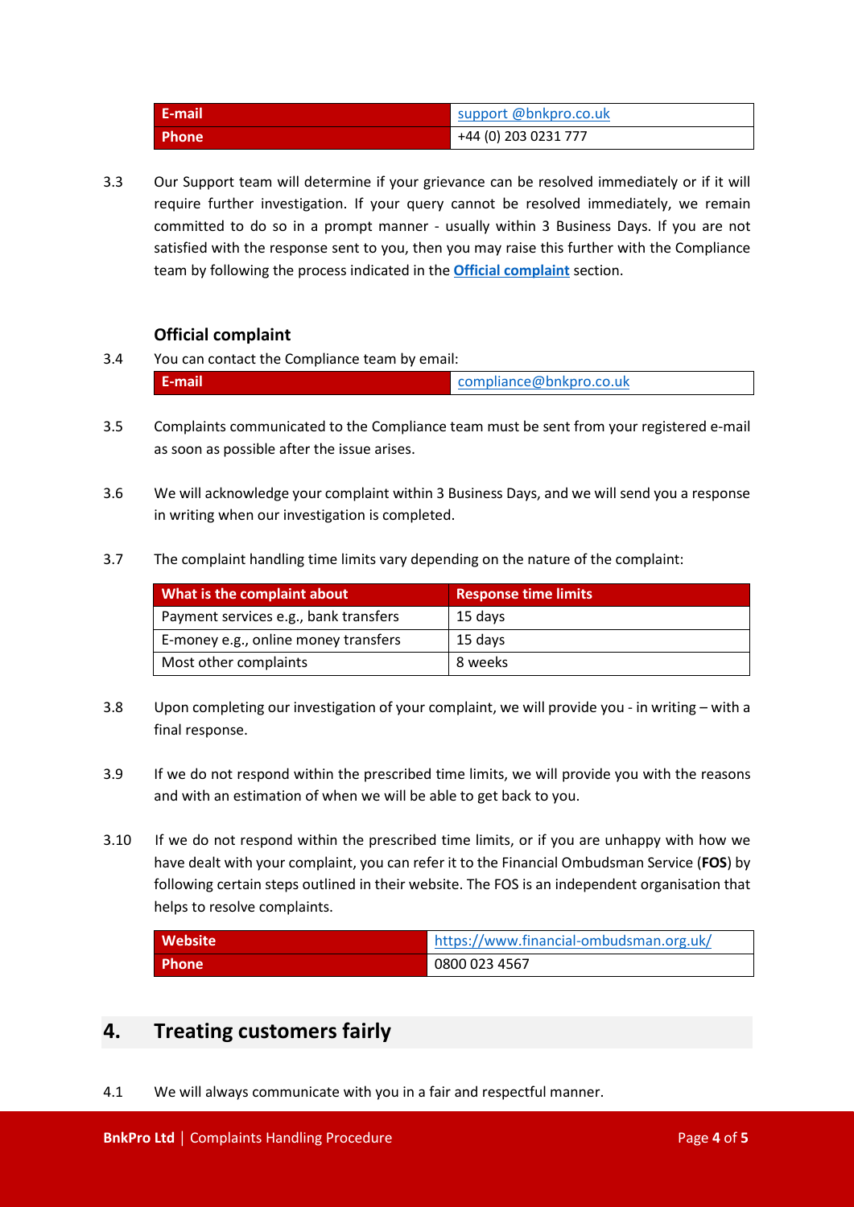| E-mail | support @bnkpro.co.uk |
| --- | --- |
| Phone | +44 (0) 203 0231 777 |

3.3 Our Support team will determine if your grievance can be resolved immediately or if it will require further investigation. If your query cannot be resolved immediately, we remain committed to do so in a prompt manner - usually within 3 Business Days. If you are not satisfied with the response sent to you, then you may raise this further with the Compliance team by following the process indicated in the **Official complaint** section.

### Official complaint

3.4 You can contact the Compliance team by email:

| E-mail | compliance@bnkpro.co.uk |
| --- | --- |

3.5 Complaints communicated to the Compliance team must be sent from your registered e-mail as soon as possible after the issue arises.

3.6 We will acknowledge your complaint within 3 Business Days, and we will send you a response in writing when our investigation is completed.

3.7 The complaint handling time limits vary depending on the nature of the complaint:

| What is the complaint about | Response time limits |
| --- | --- |
| Payment services e.g., bank transfers | 15 days |
| E-money e.g., online money transfers | 15 days |
| Most other complaints | 8 weeks |

3.8 Upon completing our investigation of your complaint, we will provide you - in writing – with a final response.

3.9 If we do not respond within the prescribed time limits, we will provide you with the reasons and with an estimation of when we will be able to get back to you.

3.10 If we do not respond within the prescribed time limits, or if you are unhappy with how we have dealt with your complaint, you can refer it to the Financial Ombudsman Service (**FOS**) by following certain steps outlined in their website. The FOS is an independent organisation that helps to resolve complaints.

| Website | https://www.financial-ombudsman.org.uk/ |
| --- | --- |
| Phone | 0800 023 4567 |

## 4. Treating customers fairly

4.1 We will always communicate with you in a fair and respectful manner.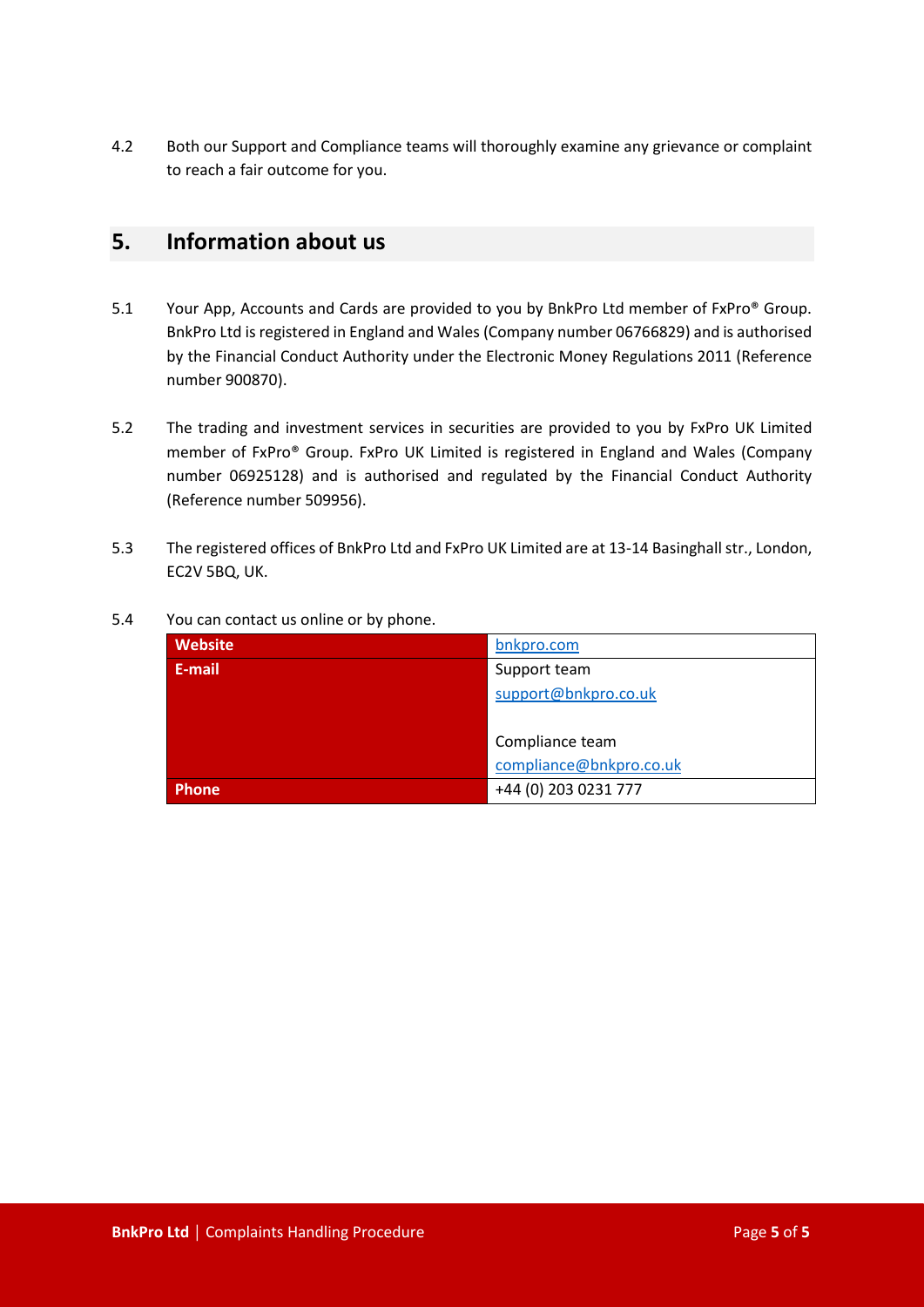4.2 Both our Support and Compliance teams will thoroughly examine any grievance or complaint to reach a fair outcome for you.

## 5. Information about us

5.1 Your App, Accounts and Cards are provided to you by BnkPro Ltd member of FxPro® Group. BnkPro Ltd is registered in England and Wales (Company number 06766829) and is authorised by the Financial Conduct Authority under the Electronic Money Regulations 2011 (Reference number 900870).

5.2 The trading and investment services in securities are provided to you by FxPro UK Limited member of FxPro® Group. FxPro UK Limited is registered in England and Wales (Company number 06925128) and is authorised and regulated by the Financial Conduct Authority (Reference number 509956).

5.3 The registered offices of BnkPro Ltd and FxPro UK Limited are at 13-14 Basinghall str., London, EC2V 5BQ, UK.

5.4 You can contact us online or by phone.

| | |
|---|---|
| **Website** | bnkpro.com |
| **E-mail** | Support team<br>support@bnkpro.co.uk<br><br>Compliance team<br>compliance@bnkpro.co.uk |
| **Phone** | +44 (0) 203 0231 777 |